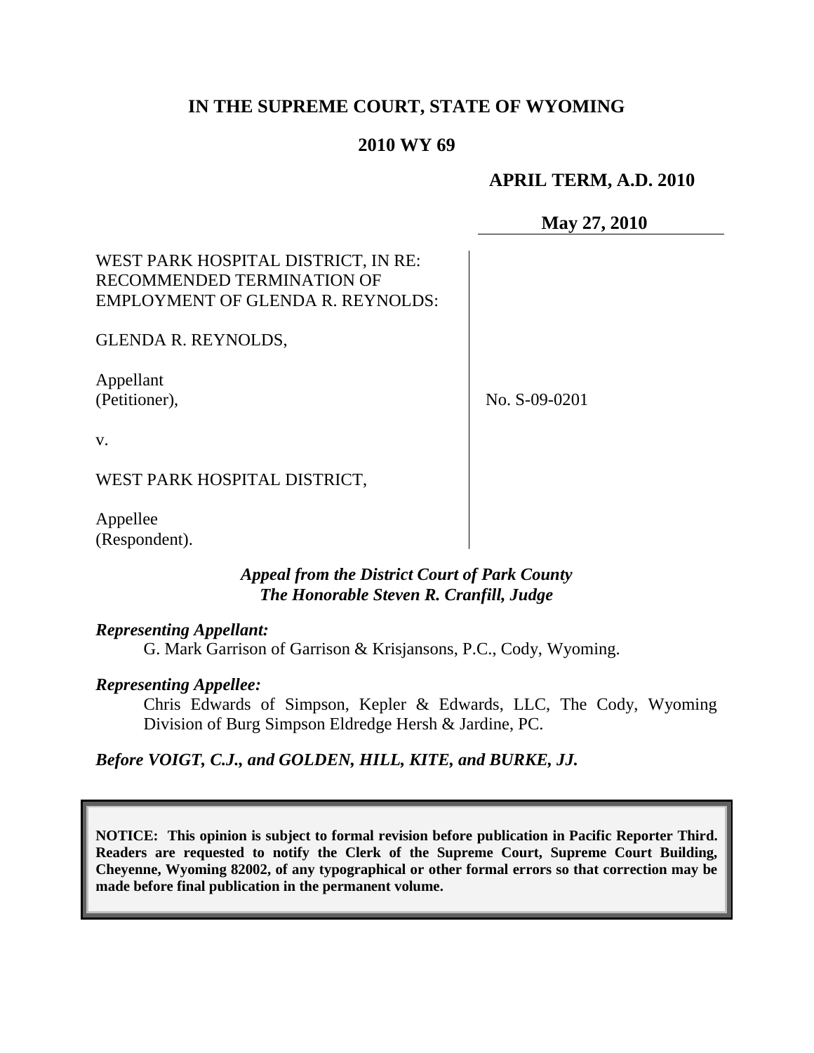# IN THE SUPREME COURT, STATE OF WYOMING

## 2010 WY 69

**APRIL TERM, A.D. 2010**

**May 27, 2010**

WEST PARK HOSPITAL DISTRICT, IN RE: RECOMMENDED TERMINATION OF EMPLOYMENT OF GLENDA R. REYNOLDS:

GLENDA R. REYNOLDS,

Appellant
(Petitioner),

v.

WEST PARK HOSPITAL DISTRICT,

Appellee
(Respondent).

No. S-09-0201

*Appeal from the District Court of Park County*
*The Honorable Steven R. Cranfill, Judge*

***Representing Appellant:***

G. Mark Garrison of Garrison & Krisjansons, P.C., Cody, Wyoming.

***Representing Appellee:***

Chris Edwards of Simpson, Kepler & Edwards, LLC, The Cody, Wyoming Division of Burg Simpson Eldredge Hersh & Jardine, PC.

***Before VOIGT, C.J., and GOLDEN, HILL, KITE, and BURKE, JJ.***

**NOTICE: This opinion is subject to formal revision before publication in Pacific Reporter Third. Readers are requested to notify the Clerk of the Supreme Court, Supreme Court Building, Cheyenne, Wyoming 82002, of any typographical or other formal errors so that correction may be made before final publication in the permanent volume.**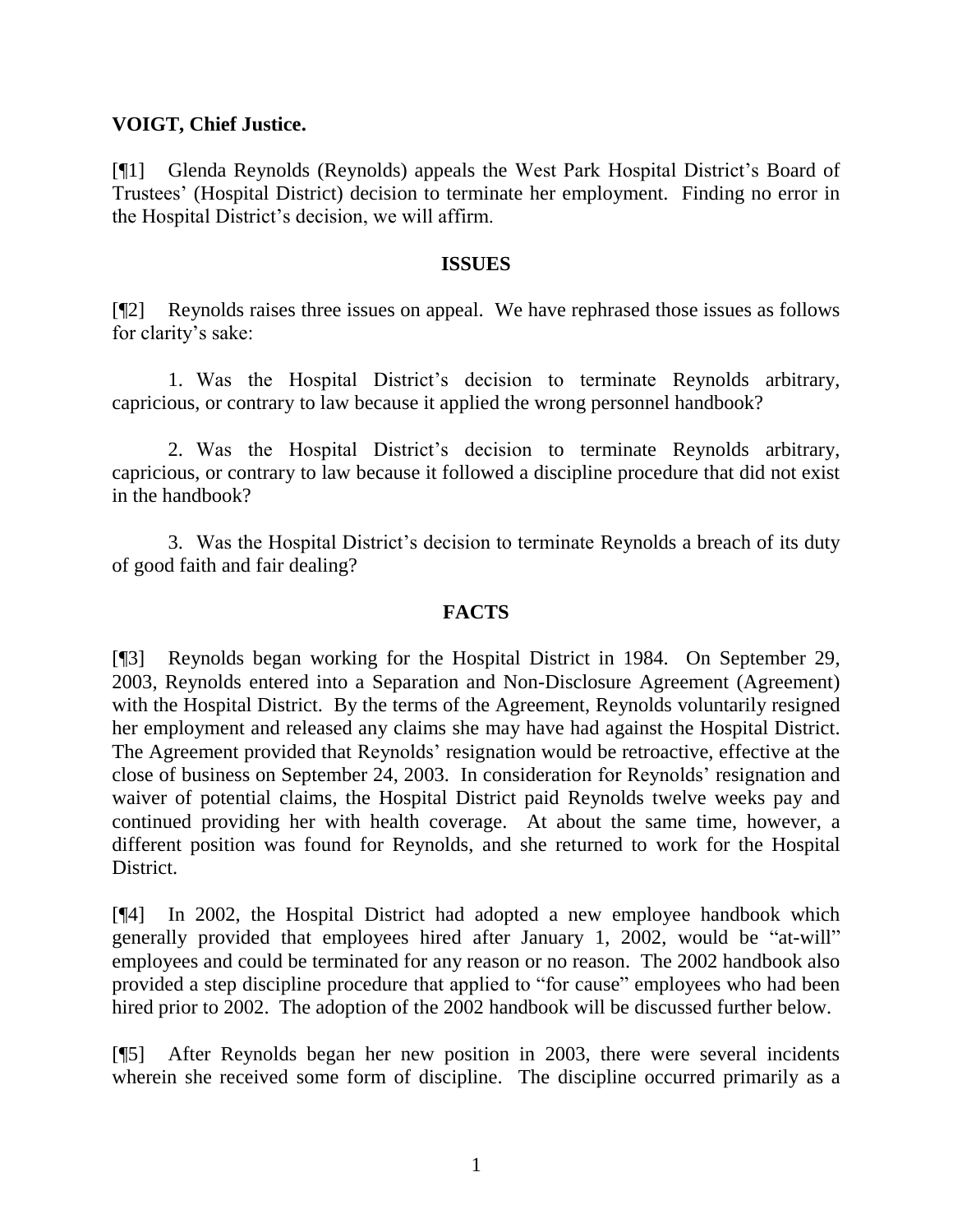**VOIGT, Chief Justice.**

[¶1] Glenda Reynolds (Reynolds) appeals the West Park Hospital District's Board of Trustees' (Hospital District) decision to terminate her employment. Finding no error in the Hospital District's decision, we will affirm.

## ISSUES

[¶2] Reynolds raises three issues on appeal. We have rephrased those issues as follows for clarity's sake:

1. Was the Hospital District's decision to terminate Reynolds arbitrary, capricious, or contrary to law because it applied the wrong personnel handbook?

2. Was the Hospital District's decision to terminate Reynolds arbitrary, capricious, or contrary to law because it followed a discipline procedure that did not exist in the handbook?

3. Was the Hospital District's decision to terminate Reynolds a breach of its duty of good faith and fair dealing?

## FACTS

[¶3] Reynolds began working for the Hospital District in 1984. On September 29, 2003, Reynolds entered into a Separation and Non-Disclosure Agreement (Agreement) with the Hospital District. By the terms of the Agreement, Reynolds voluntarily resigned her employment and released any claims she may have had against the Hospital District. The Agreement provided that Reynolds' resignation would be retroactive, effective at the close of business on September 24, 2003. In consideration for Reynolds' resignation and waiver of potential claims, the Hospital District paid Reynolds twelve weeks pay and continued providing her with health coverage. At about the same time, however, a different position was found for Reynolds, and she returned to work for the Hospital District.

[¶4] In 2002, the Hospital District had adopted a new employee handbook which generally provided that employees hired after January 1, 2002, would be "at-will" employees and could be terminated for any reason or no reason. The 2002 handbook also provided a step discipline procedure that applied to "for cause" employees who had been hired prior to 2002. The adoption of the 2002 handbook will be discussed further below.

[¶5] After Reynolds began her new position in 2003, there were several incidents wherein she received some form of discipline. The discipline occurred primarily as a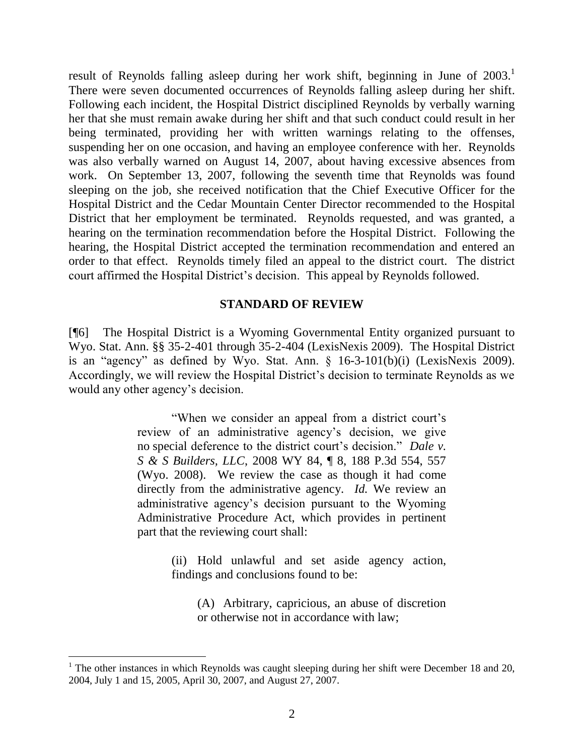result of Reynolds falling asleep during her work shift, beginning in June of 2003.[1] There were seven documented occurrences of Reynolds falling asleep during her shift. Following each incident, the Hospital District disciplined Reynolds by verbally warning her that she must remain awake during her shift and that such conduct could result in her being terminated, providing her with written warnings relating to the offenses, suspending her on one occasion, and having an employee conference with her. Reynolds was also verbally warned on August 14, 2007, about having excessive absences from work. On September 13, 2007, following the seventh time that Reynolds was found sleeping on the job, she received notification that the Chief Executive Officer for the Hospital District and the Cedar Mountain Center Director recommended to the Hospital District that her employment be terminated. Reynolds requested, and was granted, a hearing on the termination recommendation before the Hospital District. Following the hearing, the Hospital District accepted the termination recommendation and entered an order to that effect. Reynolds timely filed an appeal to the district court. The district court affirmed the Hospital District's decision. This appeal by Reynolds followed.

## STANDARD OF REVIEW

[¶6] The Hospital District is a Wyoming Governmental Entity organized pursuant to Wyo. Stat. Ann. §§ 35-2-401 through 35-2-404 (LexisNexis 2009). The Hospital District is an "agency" as defined by Wyo. Stat. Ann. § 16-3-101(b)(i) (LexisNexis 2009). Accordingly, we will review the Hospital District's decision to terminate Reynolds as we would any other agency's decision.

> "When we consider an appeal from a district court's review of an administrative agency's decision, we give no special deference to the district court's decision." *Dale v. S & S Builders, LLC*, 2008 WY 84, ¶ 8, 188 P.3d 554, 557 (Wyo. 2008). We review the case as though it had come directly from the administrative agency. *Id.* We review an administrative agency's decision pursuant to the Wyoming Administrative Procedure Act, which provides in pertinent part that the reviewing court shall:
>
> > (ii) Hold unlawful and set aside agency action, findings and conclusions found to be:
> >
> > > (A) Arbitrary, capricious, an abuse of discretion or otherwise not in accordance with law;

---

[1] The other instances in which Reynolds was caught sleeping during her shift were December 18 and 20, 2004, July 1 and 15, 2005, April 30, 2007, and August 27, 2007.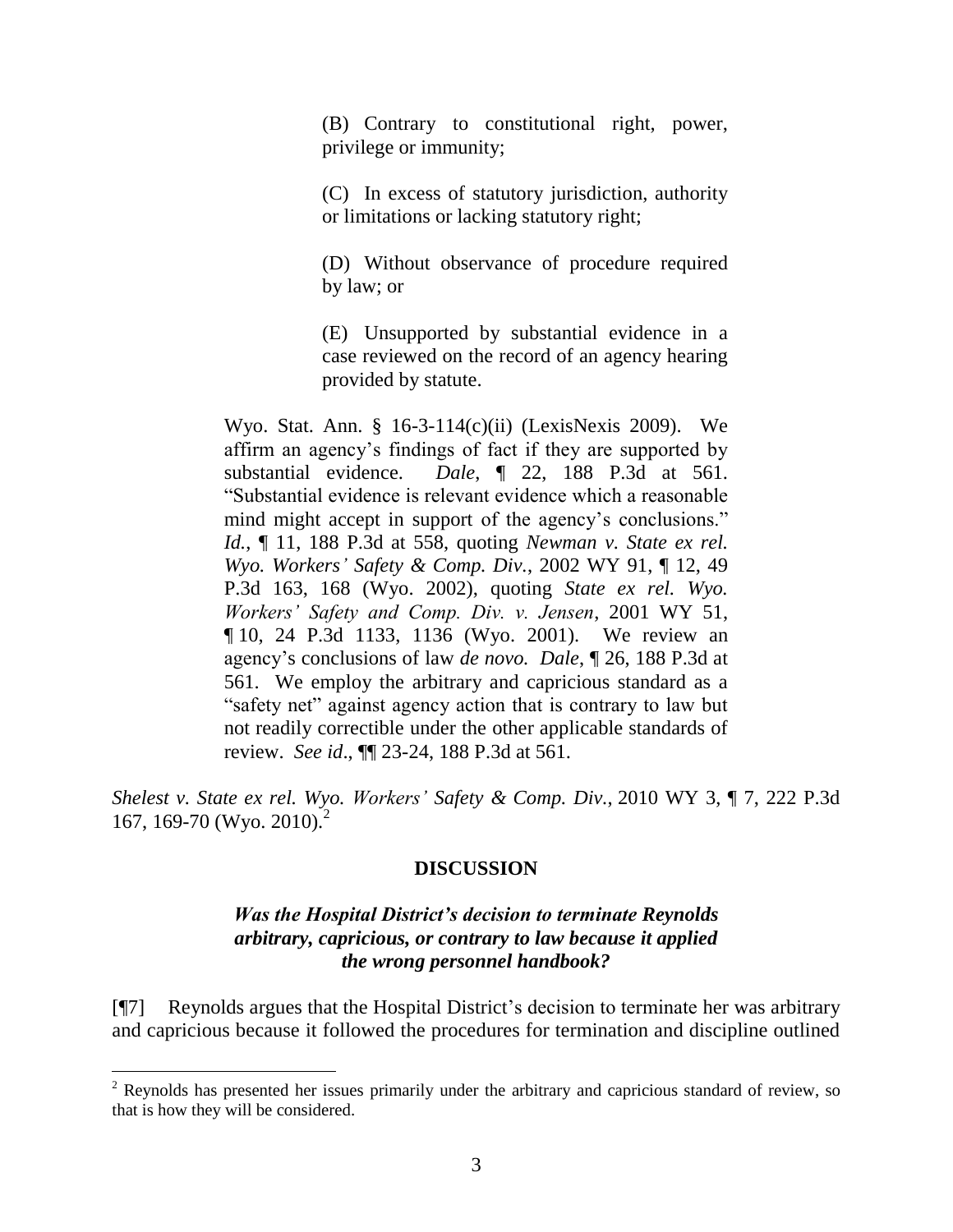> (B) Contrary to constitutional right, power, privilege or immunity;
>
> (C) In excess of statutory jurisdiction, authority or limitations or lacking statutory right;
>
> (D) Without observance of procedure required by law; or
>
> (E) Unsupported by substantial evidence in a case reviewed on the record of an agency hearing provided by statute.
>
> Wyo. Stat. Ann. § 16-3-114(c)(ii) (LexisNexis 2009). We affirm an agency's findings of fact if they are supported by substantial evidence. *Dale*, ¶ 22, 188 P.3d at 561. "Substantial evidence is relevant evidence which a reasonable mind might accept in support of the agency's conclusions." *Id.*, ¶ 11, 188 P.3d at 558, quoting *Newman v. State ex rel. Wyo. Workers' Safety & Comp. Div.*, 2002 WY 91, ¶ 12, 49 P.3d 163, 168 (Wyo. 2002), quoting *State ex rel. Wyo. Workers' Safety and Comp. Div. v. Jensen*, 2001 WY 51, ¶ 10, 24 P.3d 1133, 1136 (Wyo. 2001). We review an agency's conclusions of law *de novo*. *Dale*, ¶ 26, 188 P.3d at 561. We employ the arbitrary and capricious standard as a "safety net" against agency action that is contrary to law but not readily correctible under the other applicable standards of review. *See id*., ¶¶ 23-24, 188 P.3d at 561.

*Shelest v. State ex rel. Wyo. Workers' Safety & Comp. Div.*, 2010 WY 3, ¶ 7, 222 P.3d 167, 169-70 (Wyo. 2010).[2]

## DISCUSSION

### *Was the Hospital District's decision to terminate Reynolds arbitrary, capricious, or contrary to law because it applied the wrong personnel handbook?*

[¶7] Reynolds argues that the Hospital District's decision to terminate her was arbitrary and capricious because it followed the procedures for termination and discipline outlined

---

[2] Reynolds has presented her issues primarily under the arbitrary and capricious standard of review, so that is how they will be considered.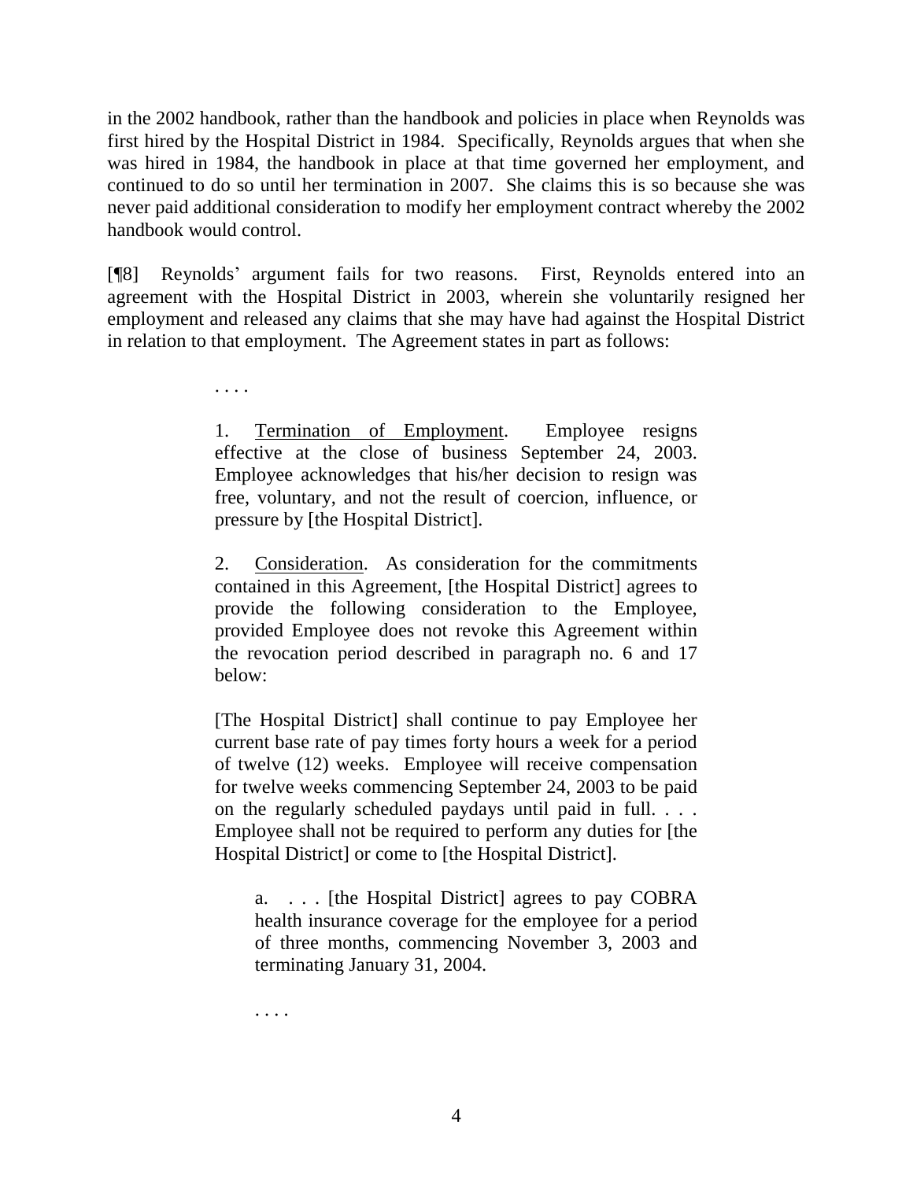in the 2002 handbook, rather than the handbook and policies in place when Reynolds was first hired by the Hospital District in 1984. Specifically, Reynolds argues that when she was hired in 1984, the handbook in place at that time governed her employment, and continued to do so until her termination in 2007. She claims this is so because she was never paid additional consideration to modify her employment contract whereby the 2002 handbook would control.

[¶8] Reynolds' argument fails for two reasons. First, Reynolds entered into an agreement with the Hospital District in 2003, wherein she voluntarily resigned her employment and released any claims that she may have had against the Hospital District in relation to that employment. The Agreement states in part as follows:

> . . . .
>
> 1. Termination of Employment. Employee resigns effective at the close of business September 24, 2003. Employee acknowledges that his/her decision to resign was free, voluntary, and not the result of coercion, influence, or pressure by [the Hospital District].
>
> 2. Consideration. As consideration for the commitments contained in this Agreement, [the Hospital District] agrees to provide the following consideration to the Employee, provided Employee does not revoke this Agreement within the revocation period described in paragraph no. 6 and 17 below:
>
> [The Hospital District] shall continue to pay Employee her current base rate of pay times forty hours a week for a period of twelve (12) weeks. Employee will receive compensation for twelve weeks commencing September 24, 2003 to be paid on the regularly scheduled paydays until paid in full. . . . Employee shall not be required to perform any duties for [the Hospital District] or come to [the Hospital District].
>
> > a. . . . [the Hospital District] agrees to pay COBRA health insurance coverage for the employee for a period of three months, commencing November 3, 2003 and terminating January 31, 2004.
>
> . . . .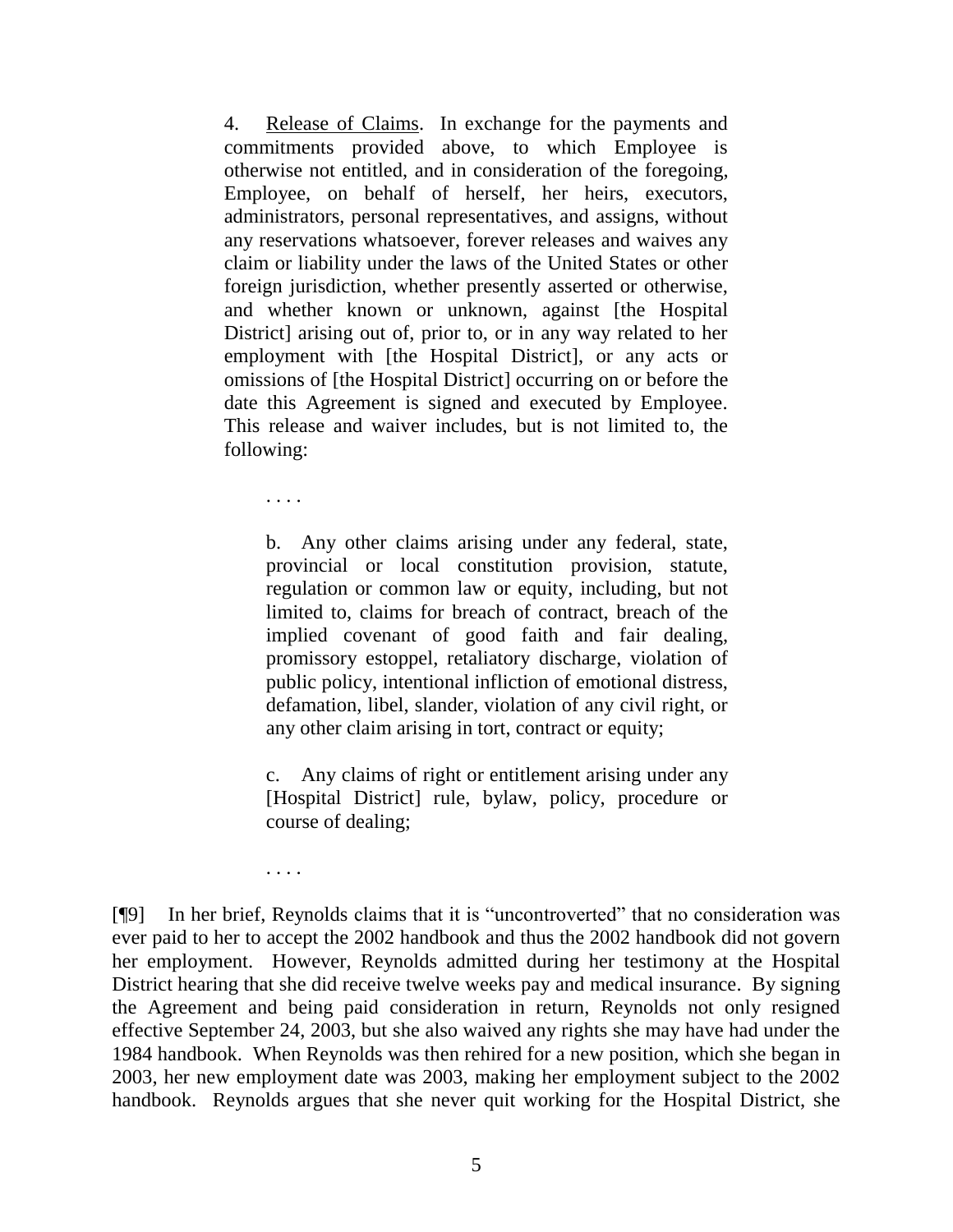> 4. Release of Claims. In exchange for the payments and commitments provided above, to which Employee is otherwise not entitled, and in consideration of the foregoing, Employee, on behalf of herself, her heirs, executors, administrators, personal representatives, and assigns, without any reservations whatsoever, forever releases and waives any claim or liability under the laws of the United States or other foreign jurisdiction, whether presently asserted or otherwise, and whether known or unknown, against [the Hospital District] arising out of, prior to, or in any way related to her employment with [the Hospital District], or any acts or omissions of [the Hospital District] occurring on or before the date this Agreement is signed and executed by Employee. This release and waiver includes, but is not limited to, the following:
>
> . . . .
>
> > b. Any other claims arising under any federal, state, provincial or local constitution provision, statute, regulation or common law or equity, including, but not limited to, claims for breach of contract, breach of the implied covenant of good faith and fair dealing, promissory estoppel, retaliatory discharge, violation of public policy, intentional infliction of emotional distress, defamation, libel, slander, violation of any civil right, or any other claim arising in tort, contract or equity;
> >
> > c. Any claims of right or entitlement arising under any [Hospital District] rule, bylaw, policy, procedure or course of dealing;
>
> . . . .

[¶9] In her brief, Reynolds claims that it is "uncontroverted" that no consideration was ever paid to her to accept the 2002 handbook and thus the 2002 handbook did not govern her employment. However, Reynolds admitted during her testimony at the Hospital District hearing that she did receive twelve weeks pay and medical insurance. By signing the Agreement and being paid consideration in return, Reynolds not only resigned effective September 24, 2003, but she also waived any rights she may have had under the 1984 handbook. When Reynolds was then rehired for a new position, which she began in 2003, her new employment date was 2003, making her employment subject to the 2002 handbook. Reynolds argues that she never quit working for the Hospital District, she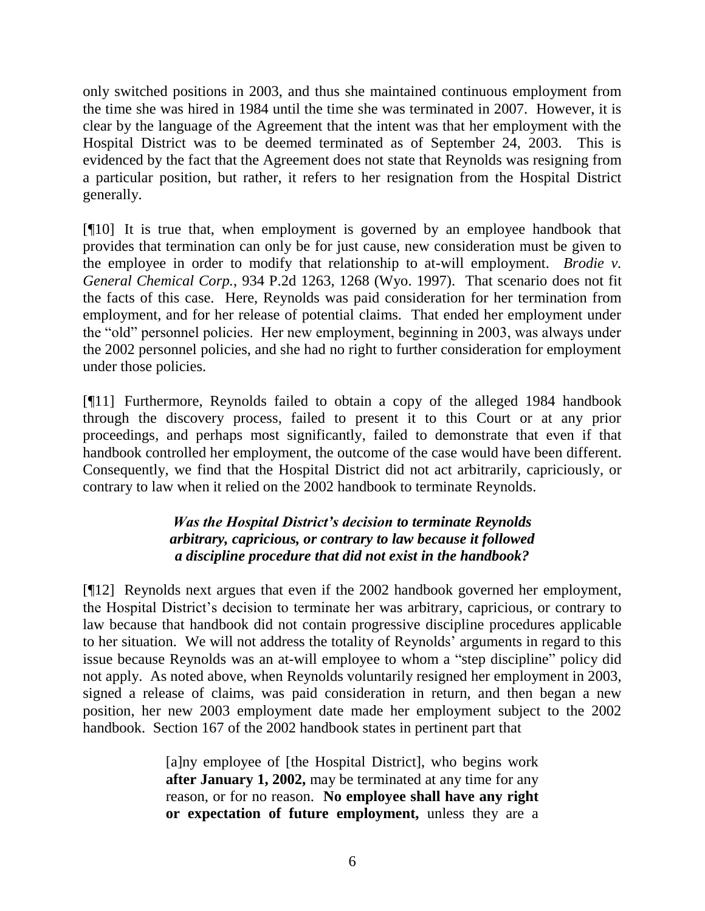only switched positions in 2003, and thus she maintained continuous employment from the time she was hired in 1984 until the time she was terminated in 2007. However, it is clear by the language of the Agreement that the intent was that her employment with the Hospital District was to be deemed terminated as of September 24, 2003. This is evidenced by the fact that the Agreement does not state that Reynolds was resigning from a particular position, but rather, it refers to her resignation from the Hospital District generally.

[¶10] It is true that, when employment is governed by an employee handbook that provides that termination can only be for just cause, new consideration must be given to the employee in order to modify that relationship to at-will employment. *Brodie v. General Chemical Corp.*, 934 P.2d 1263, 1268 (Wyo. 1997). That scenario does not fit the facts of this case. Here, Reynolds was paid consideration for her termination from employment, and for her release of potential claims. That ended her employment under the "old" personnel policies. Her new employment, beginning in 2003, was always under the 2002 personnel policies, and she had no right to further consideration for employment under those policies.

[¶11] Furthermore, Reynolds failed to obtain a copy of the alleged 1984 handbook through the discovery process, failed to present it to this Court or at any prior proceedings, and perhaps most significantly, failed to demonstrate that even if that handbook controlled her employment, the outcome of the case would have been different. Consequently, we find that the Hospital District did not act arbitrarily, capriciously, or contrary to law when it relied on the 2002 handbook to terminate Reynolds.

### *Was the Hospital District's decision to terminate Reynolds arbitrary, capricious, or contrary to law because it followed a discipline procedure that did not exist in the handbook?*

[¶12] Reynolds next argues that even if the 2002 handbook governed her employment, the Hospital District's decision to terminate her was arbitrary, capricious, or contrary to law because that handbook did not contain progressive discipline procedures applicable to her situation. We will not address the totality of Reynolds' arguments in regard to this issue because Reynolds was an at-will employee to whom a "step discipline" policy did not apply. As noted above, when Reynolds voluntarily resigned her employment in 2003, signed a release of claims, was paid consideration in return, and then began a new position, her new 2003 employment date made her employment subject to the 2002 handbook. Section 167 of the 2002 handbook states in pertinent part that

> [a]ny employee of [the Hospital District], who begins work **after January 1, 2002,** may be terminated at any time for any reason, or for no reason. **No employee shall have any right or expectation of future employment,** unless they are a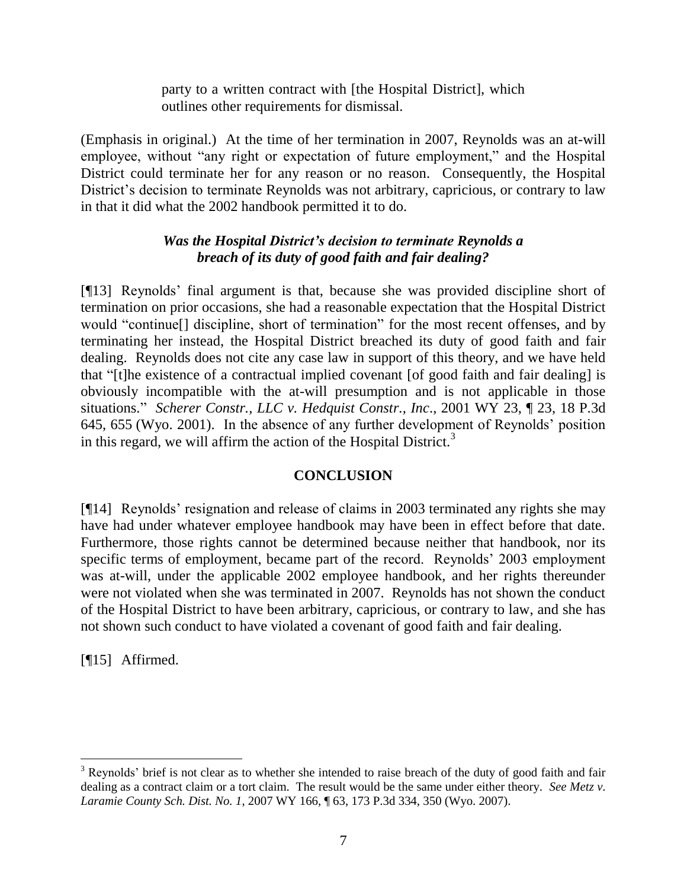> party to a written contract with [the Hospital District], which outlines other requirements for dismissal.

(Emphasis in original.) At the time of her termination in 2007, Reynolds was an at-will employee, without "any right or expectation of future employment," and the Hospital District could terminate her for any reason or no reason. Consequently, the Hospital District's decision to terminate Reynolds was not arbitrary, capricious, or contrary to law in that it did what the 2002 handbook permitted it to do.

### *Was the Hospital District's decision to terminate Reynolds a breach of its duty of good faith and fair dealing?*

[¶13] Reynolds' final argument is that, because she was provided discipline short of termination on prior occasions, she had a reasonable expectation that the Hospital District would "continue[] discipline, short of termination" for the most recent offenses, and by terminating her instead, the Hospital District breached its duty of good faith and fair dealing. Reynolds does not cite any case law in support of this theory, and we have held that "[t]he existence of a contractual implied covenant [of good faith and fair dealing] is obviously incompatible with the at-will presumption and is not applicable in those situations." *Scherer Constr., LLC v. Hedquist Constr., Inc*., 2001 WY 23, ¶ 23, 18 P.3d 645, 655 (Wyo. 2001). In the absence of any further development of Reynolds' position in this regard, we will affirm the action of the Hospital District.[3]

## CONCLUSION

[¶14] Reynolds' resignation and release of claims in 2003 terminated any rights she may have had under whatever employee handbook may have been in effect before that date. Furthermore, those rights cannot be determined because neither that handbook, nor its specific terms of employment, became part of the record. Reynolds' 2003 employment was at-will, under the applicable 2002 employee handbook, and her rights thereunder were not violated when she was terminated in 2007. Reynolds has not shown the conduct of the Hospital District to have been arbitrary, capricious, or contrary to law, and she has not shown such conduct to have violated a covenant of good faith and fair dealing.

[¶15] Affirmed.

---

[3] Reynolds' brief is not clear as to whether she intended to raise breach of the duty of good faith and fair dealing as a contract claim or a tort claim. The result would be the same under either theory. *See Metz v. Laramie County Sch. Dist. No. 1*, 2007 WY 166, ¶ 63, 173 P.3d 334, 350 (Wyo. 2007).